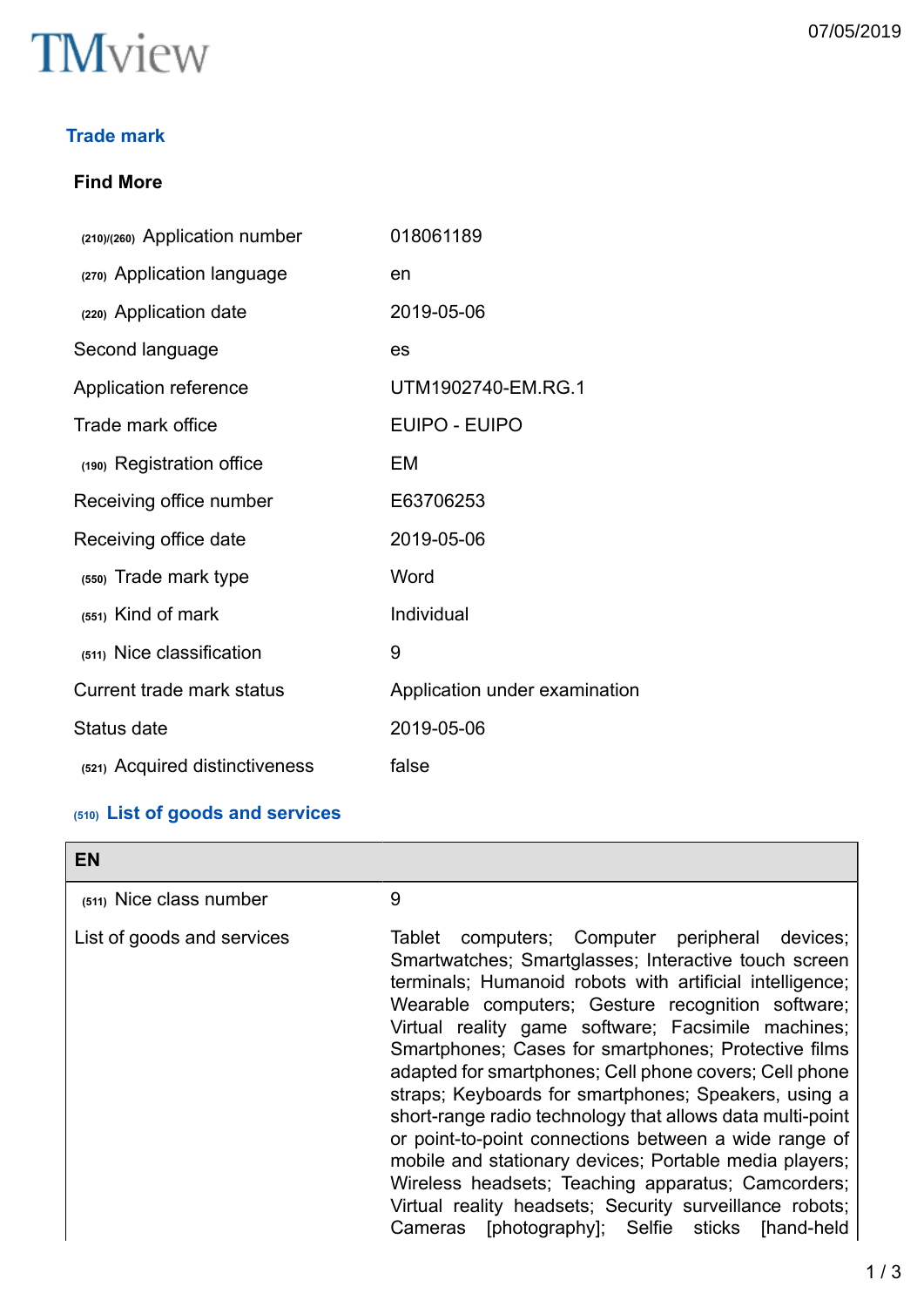TMview

07/05/2019

## Trade mark

### Find More

| | |
|---|---|
| (210)/(260) Application number | 018061189 |
| (270) Application language | en |
| (220) Application date | 2019-05-06 |
| Second language | es |
| Application reference | UTM1902740-EM.RG.1 |
| Trade mark office | EUIPO - EUIPO |
| (190) Registration office | EM |
| Receiving office number | E63706253 |
| Receiving office date | 2019-05-06 |
| (550) Trade mark type | Word |
| (551) Kind of mark | Individual |
| (511) Nice classification | 9 |
| Current trade mark status | Application under examination |
| Status date | 2019-05-06 |
| (521) Acquired distinctiveness | false |

### (510) List of goods and services

| EN | |
|---|---|
| (511) Nice class number | 9 |
| List of goods and services | Tablet computers; Computer peripheral devices; Smartwatches; Smartglasses; Interactive touch screen terminals; Humanoid robots with artificial intelligence; Wearable computers; Gesture recognition software; Virtual reality game software; Facsimile machines; Smartphones; Cases for smartphones; Protective films adapted for smartphones; Cell phone covers; Cell phone straps; Keyboards for smartphones; Speakers, using a short-range radio technology that allows data multi-point or point-to-point connections between a wide range of mobile and stationary devices; Portable media players; Wireless headsets; Teaching apparatus; Camcorders; Virtual reality headsets; Security surveillance robots; Cameras [photography]; Selfie sticks [hand-held |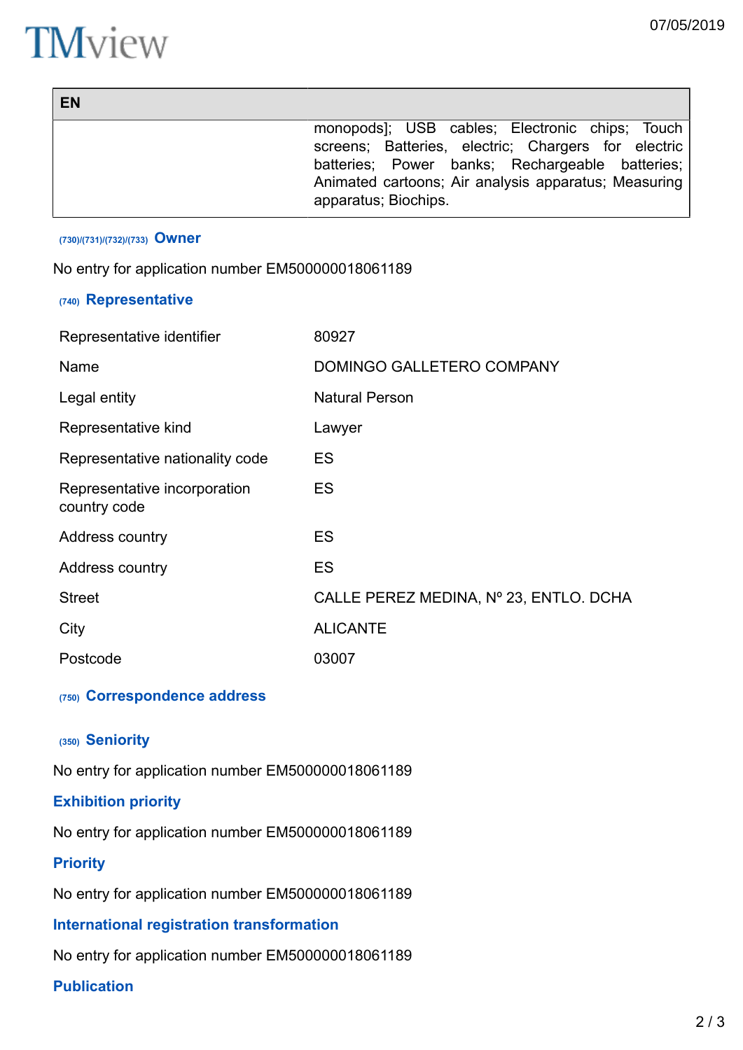| EN | |
|---|---|
| | monopods]; USB cables; Electronic chips; Touch screens; Batteries, electric; Chargers for electric batteries; Power banks; Rechargeable batteries; Animated cartoons; Air analysis apparatus; Measuring apparatus; Biochips. |

## (730)/(731)/(732)/(733) Owner

No entry for application number EM500000018061189

## (740) Representative

| | |
|---|---|
| Representative identifier | 80927 |
| Name | DOMINGO GALLETERO COMPANY |
| Legal entity | Natural Person |
| Representative kind | Lawyer |
| Representative nationality code | ES |
| Representative incorporation country code | ES |
| Address country | ES |
| Address country | ES |
| Street | CALLE PEREZ MEDINA, Nº 23, ENTLO. DCHA |
| City | ALICANTE |
| Postcode | 03007 |

## (750) Correspondence address

## (350) Seniority

No entry for application number EM500000018061189

## Exhibition priority

No entry for application number EM500000018061189

## Priority

No entry for application number EM500000018061189

## International registration transformation

No entry for application number EM500000018061189

## Publication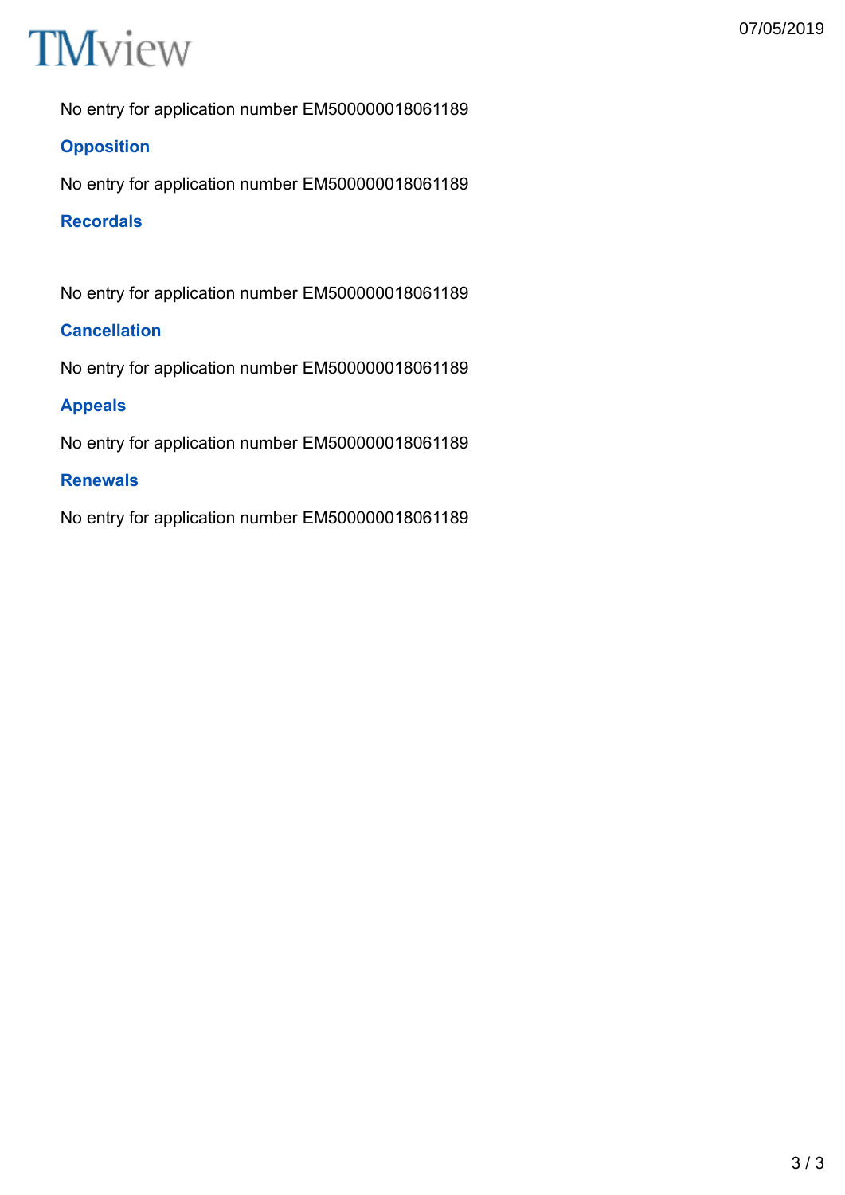No entry for application number EM500000018061189

## Opposition

No entry for application number EM500000018061189

## Recordals

No entry for application number EM500000018061189

## Cancellation

No entry for application number EM500000018061189

## Appeals

No entry for application number EM500000018061189

## Renewals

No entry for application number EM500000018061189